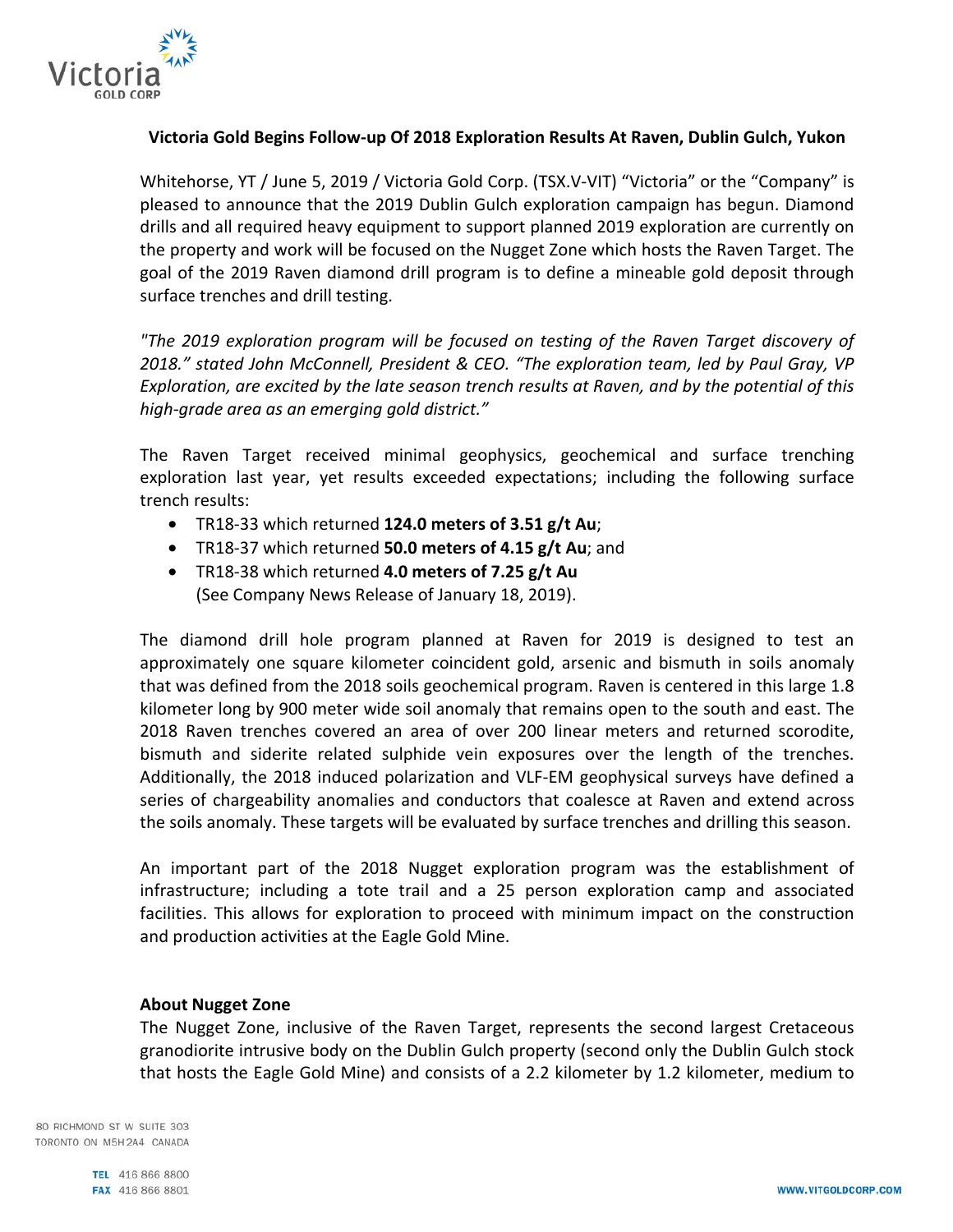**Victoria Gold Begins Follow-up Of 2018 Exploration Results At Raven, Dublin Gulch, Yukon**

Whitehorse, YT / June 5, 2019 / Victoria Gold Corp. (TSX.V-VIT) "Victoria" or the "Company" is pleased to announce that the 2019 Dublin Gulch exploration campaign has begun. Diamond drills and all required heavy equipment to support planned 2019 exploration are currently on the property and work will be focused on the Nugget Zone which hosts the Raven Target. The goal of the 2019 Raven diamond drill program is to define a mineable gold deposit through surface trenches and drill testing.

*"The 2019 exploration program will be focused on testing of the Raven Target discovery of 2018." stated John McConnell, President & CEO. "The exploration team, led by Paul Gray, VP Exploration, are excited by the late season trench results at Raven, and by the potential of this high-grade area as an emerging gold district."*

The Raven Target received minimal geophysics, geochemical and surface trenching exploration last year, yet results exceeded expectations; including the following surface trench results:

- TR18-33 which returned **124.0 meters of 3.51 g/t Au**;
- TR18-37 which returned **50.0 meters of 4.15 g/t Au**; and
- TR18-38 which returned **4.0 meters of 7.25 g/t Au**
  (See Company News Release of January 18, 2019).

The diamond drill hole program planned at Raven for 2019 is designed to test an approximately one square kilometer coincident gold, arsenic and bismuth in soils anomaly that was defined from the 2018 soils geochemical program. Raven is centered in this large 1.8 kilometer long by 900 meter wide soil anomaly that remains open to the south and east. The 2018 Raven trenches covered an area of over 200 linear meters and returned scorodite, bismuth and siderite related sulphide vein exposures over the length of the trenches. Additionally, the 2018 induced polarization and VLF-EM geophysical surveys have defined a series of chargeability anomalies and conductors that coalesce at Raven and extend across the soils anomaly. These targets will be evaluated by surface trenches and drilling this season.

An important part of the 2018 Nugget exploration program was the establishment of infrastructure; including a tote trail and a 25 person exploration camp and associated facilities. This allows for exploration to proceed with minimum impact on the construction and production activities at the Eagle Gold Mine.

**About Nugget Zone**

The Nugget Zone, inclusive of the Raven Target, represents the second largest Cretaceous granodiorite intrusive body on the Dublin Gulch property (second only the Dublin Gulch stock that hosts the Eagle Gold Mine) and consists of a 2.2 kilometer by 1.2 kilometer, medium to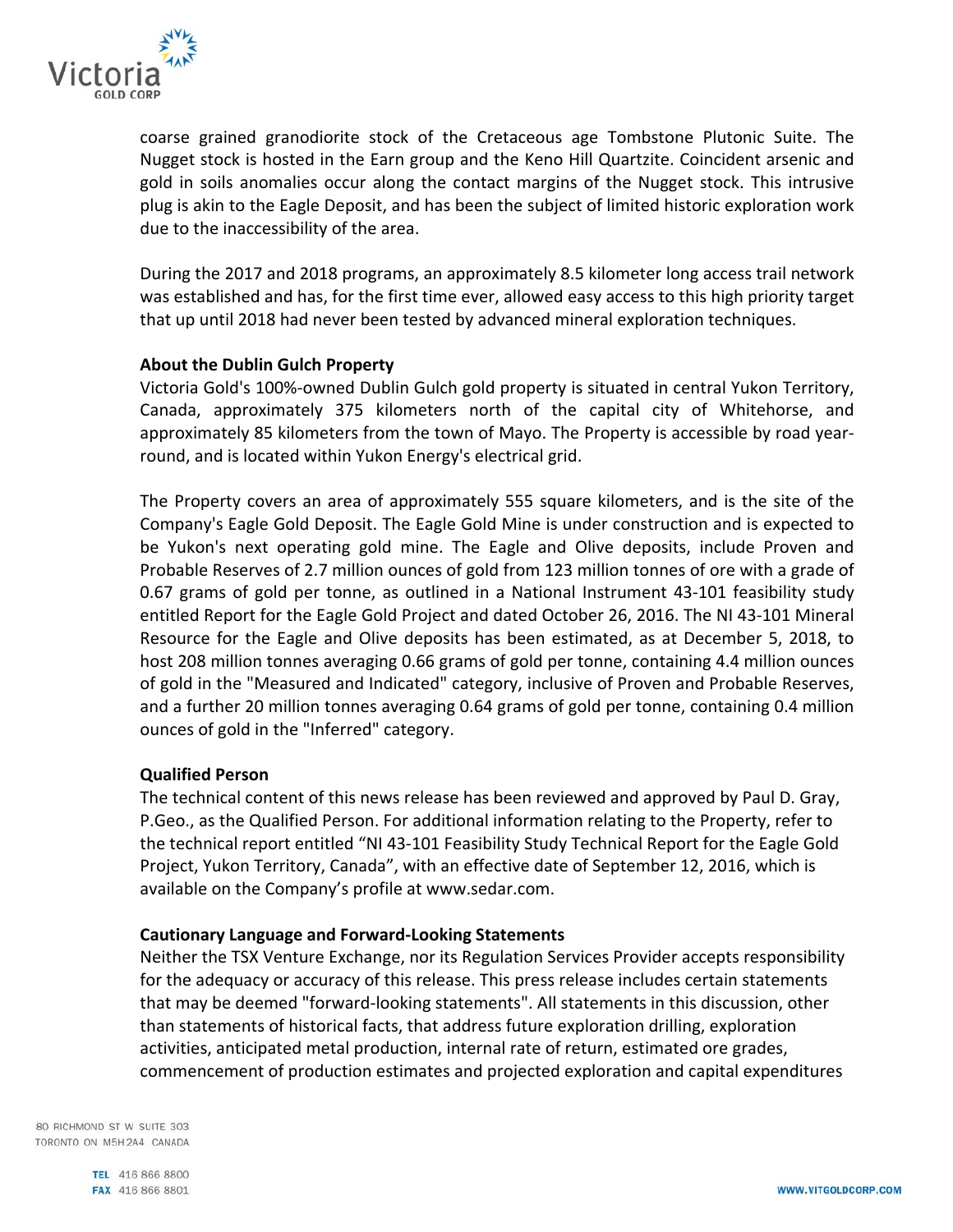coarse grained granodiorite stock of the Cretaceous age Tombstone Plutonic Suite. The Nugget stock is hosted in the Earn group and the Keno Hill Quartzite. Coincident arsenic and gold in soils anomalies occur along the contact margins of the Nugget stock. This intrusive plug is akin to the Eagle Deposit, and has been the subject of limited historic exploration work due to the inaccessibility of the area.

During the 2017 and 2018 programs, an approximately 8.5 kilometer long access trail network was established and has, for the first time ever, allowed easy access to this high priority target that up until 2018 had never been tested by advanced mineral exploration techniques.

**About the Dublin Gulch Property**

Victoria Gold's 100%-owned Dublin Gulch gold property is situated in central Yukon Territory, Canada, approximately 375 kilometers north of the capital city of Whitehorse, and approximately 85 kilometers from the town of Mayo. The Property is accessible by road year-round, and is located within Yukon Energy's electrical grid.

The Property covers an area of approximately 555 square kilometers, and is the site of the Company's Eagle Gold Deposit. The Eagle Gold Mine is under construction and is expected to be Yukon's next operating gold mine. The Eagle and Olive deposits, include Proven and Probable Reserves of 2.7 million ounces of gold from 123 million tonnes of ore with a grade of 0.67 grams of gold per tonne, as outlined in a National Instrument 43-101 feasibility study entitled Report for the Eagle Gold Project and dated October 26, 2016. The NI 43-101 Mineral Resource for the Eagle and Olive deposits has been estimated, as at December 5, 2018, to host 208 million tonnes averaging 0.66 grams of gold per tonne, containing 4.4 million ounces of gold in the "Measured and Indicated" category, inclusive of Proven and Probable Reserves, and a further 20 million tonnes averaging 0.64 grams of gold per tonne, containing 0.4 million ounces of gold in the "Inferred" category.

**Qualified Person**

The technical content of this news release has been reviewed and approved by Paul D. Gray, P.Geo., as the Qualified Person. For additional information relating to the Property, refer to the technical report entitled "NI 43-101 Feasibility Study Technical Report for the Eagle Gold Project, Yukon Territory, Canada", with an effective date of September 12, 2016, which is available on the Company's profile at www.sedar.com.

**Cautionary Language and Forward-Looking Statements**

Neither the TSX Venture Exchange, nor its Regulation Services Provider accepts responsibility for the adequacy or accuracy of this release. This press release includes certain statements that may be deemed "forward-looking statements". All statements in this discussion, other than statements of historical facts, that address future exploration drilling, exploration activities, anticipated metal production, internal rate of return, estimated ore grades, commencement of production estimates and projected exploration and capital expenditures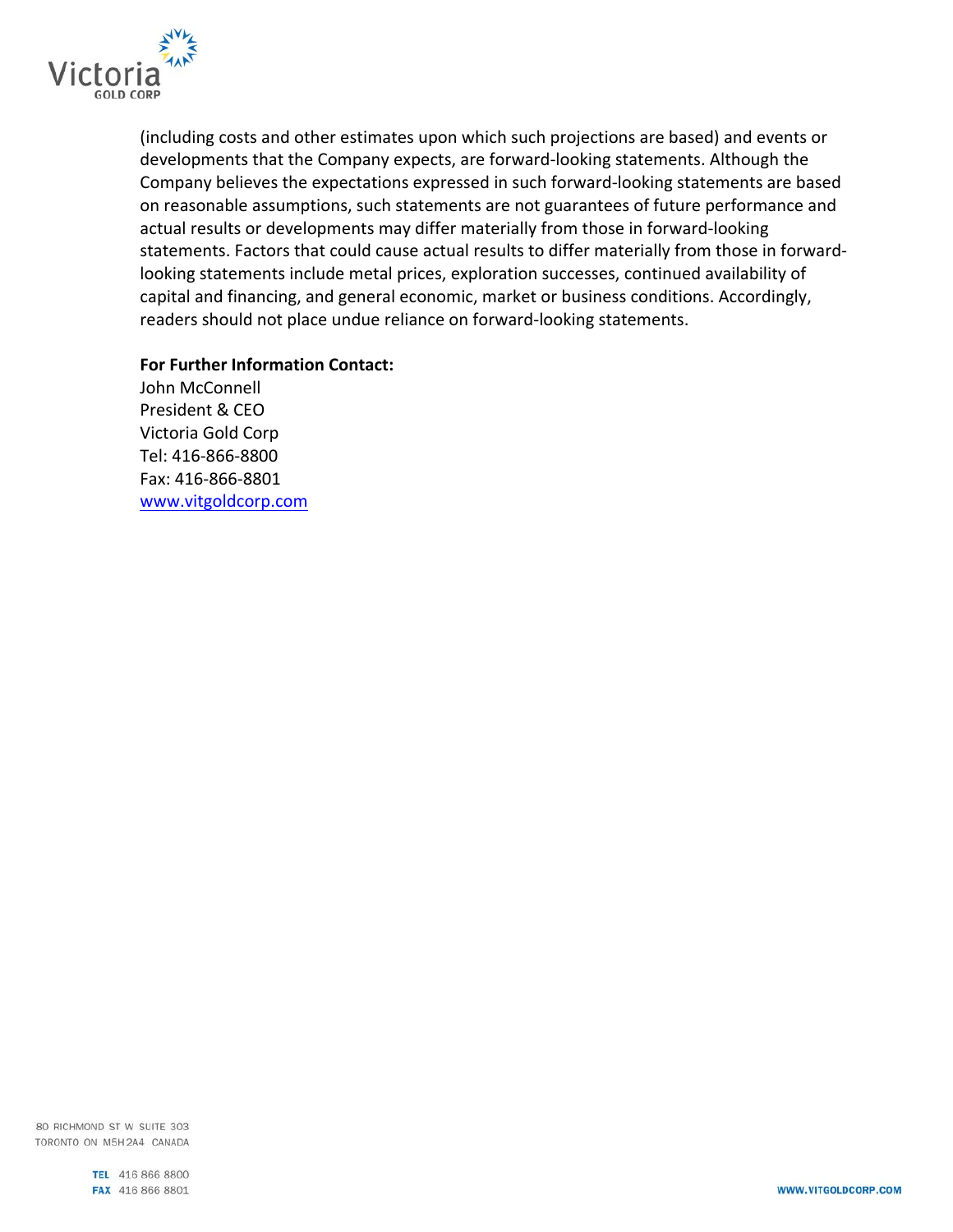(including costs and other estimates upon which such projections are based) and events or developments that the Company expects, are forward-looking statements. Although the Company believes the expectations expressed in such forward-looking statements are based on reasonable assumptions, such statements are not guarantees of future performance and actual results or developments may differ materially from those in forward-looking statements. Factors that could cause actual results to differ materially from those in forward-looking statements include metal prices, exploration successes, continued availability of capital and financing, and general economic, market or business conditions. Accordingly, readers should not place undue reliance on forward-looking statements.

**For Further Information Contact:**
John McConnell
President & CEO
Victoria Gold Corp
Tel: 416-866-8800
Fax: 416-866-8801
www.vitgoldcorp.com